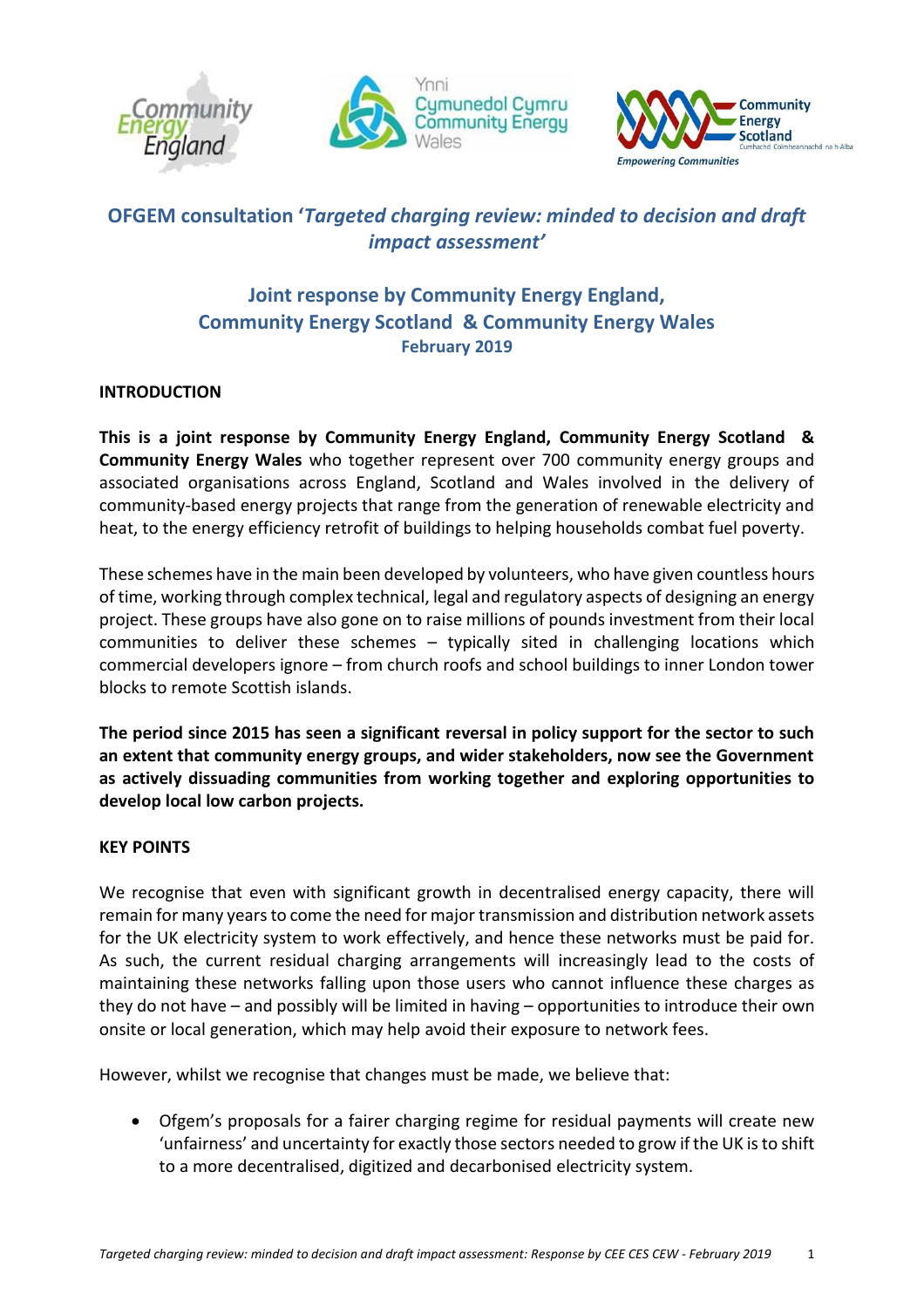# OFGEM consultation '*Targeted charging review: minded to decision and draft impact assessment*'

## Joint response by Community Energy England, Community Energy Scotland & Community Energy Wales

**February 2019**

**INTRODUCTION**

**This is a joint response by Community Energy England, Community Energy Scotland & Community Energy Wales** who together represent over 700 community energy groups and associated organisations across England, Scotland and Wales involved in the delivery of community-based energy projects that range from the generation of renewable electricity and heat, to the energy efficiency retrofit of buildings to helping households combat fuel poverty.

These schemes have in the main been developed by volunteers, who have given countless hours of time, working through complex technical, legal and regulatory aspects of designing an energy project. These groups have also gone on to raise millions of pounds investment from their local communities to deliver these schemes – typically sited in challenging locations which commercial developers ignore – from church roofs and school buildings to inner London tower blocks to remote Scottish islands.

**The period since 2015 has seen a significant reversal in policy support for the sector to such an extent that community energy groups, and wider stakeholders, now see the Government as actively dissuading communities from working together and exploring opportunities to develop local low carbon projects.**

**KEY POINTS**

We recognise that even with significant growth in decentralised energy capacity, there will remain for many years to come the need for major transmission and distribution network assets for the UK electricity system to work effectively, and hence these networks must be paid for. As such, the current residual charging arrangements will increasingly lead to the costs of maintaining these networks falling upon those users who cannot influence these charges as they do not have – and possibly will be limited in having – opportunities to introduce their own onsite or local generation, which may help avoid their exposure to network fees.

However, whilst we recognise that changes must be made, we believe that:

- Ofgem's proposals for a fairer charging regime for residual payments will create new 'unfairness' and uncertainty for exactly those sectors needed to grow if the UK is to shift to a more decentralised, digitized and decarbonised electricity system.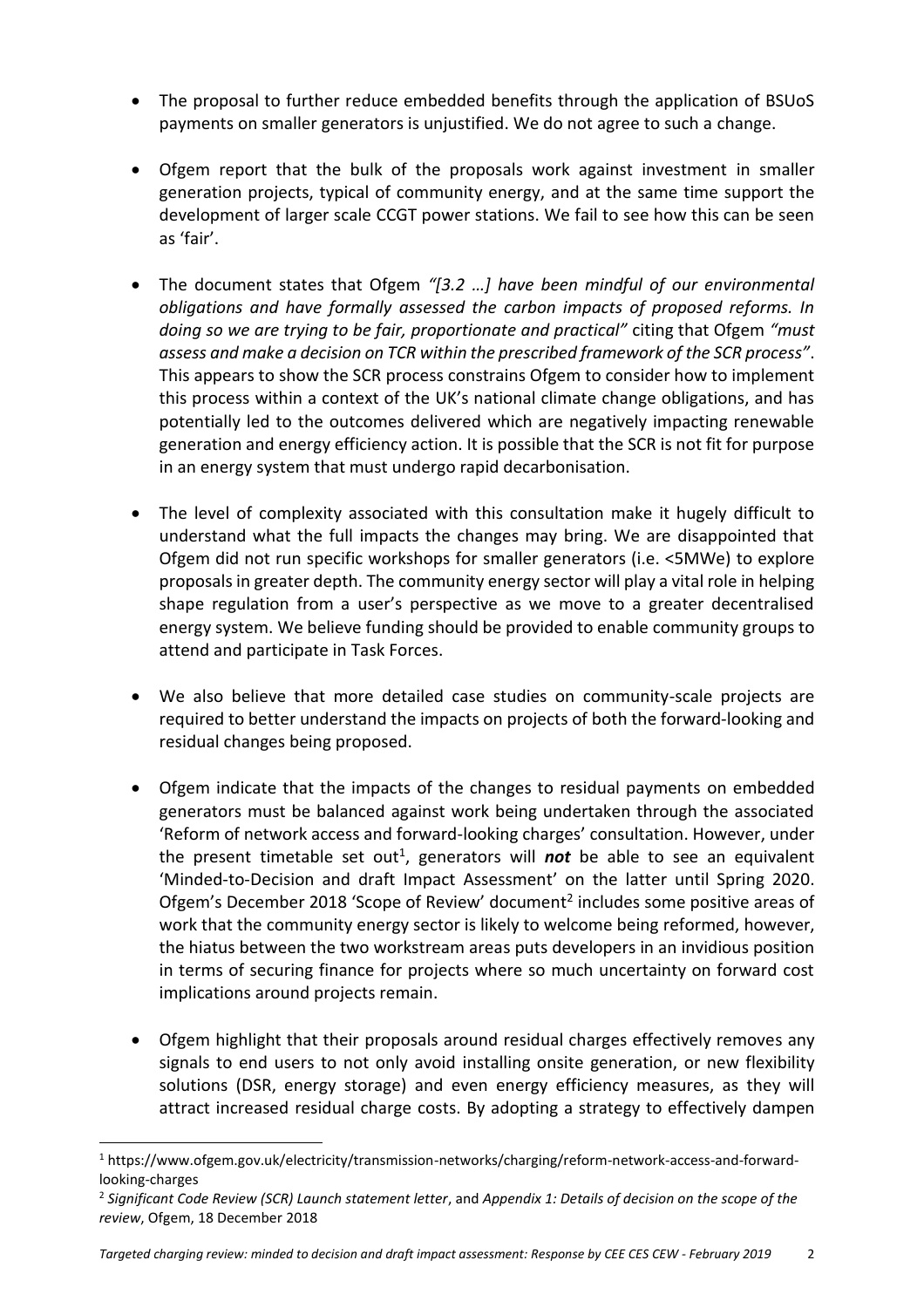- The proposal to further reduce embedded benefits through the application of BSUoS payments on smaller generators is unjustified. We do not agree to such a change.

- Ofgem report that the bulk of the proposals work against investment in smaller generation projects, typical of community energy, and at the same time support the development of larger scale CCGT power stations. We fail to see how this can be seen as 'fair'.

- The document states that Ofgem *"[3.2 …] have been mindful of our environmental obligations and have formally assessed the carbon impacts of proposed reforms. In doing so we are trying to be fair, proportionate and practical"* citing that Ofgem *"must assess and make a decision on TCR within the prescribed framework of the SCR process"*. This appears to show the SCR process constrains Ofgem to consider how to implement this process within a context of the UK's national climate change obligations, and has potentially led to the outcomes delivered which are negatively impacting renewable generation and energy efficiency action. It is possible that the SCR is not fit for purpose in an energy system that must undergo rapid decarbonisation.

- The level of complexity associated with this consultation make it hugely difficult to understand what the full impacts the changes may bring. We are disappointed that Ofgem did not run specific workshops for smaller generators (i.e. <5MWe) to explore proposals in greater depth. The community energy sector will play a vital role in helping shape regulation from a user's perspective as we move to a greater decentralised energy system. We believe funding should be provided to enable community groups to attend and participate in Task Forces.

- We also believe that more detailed case studies on community-scale projects are required to better understand the impacts on projects of both the forward-looking and residual changes being proposed.

- Ofgem indicate that the impacts of the changes to residual payments on embedded generators must be balanced against work being undertaken through the associated 'Reform of network access and forward-looking charges' consultation. However, under the present timetable set out[1], generators will ***not*** be able to see an equivalent 'Minded-to-Decision and draft Impact Assessment' on the latter until Spring 2020. Ofgem's December 2018 'Scope of Review' document[2] includes some positive areas of work that the community energy sector is likely to welcome being reformed, however, the hiatus between the two workstream areas puts developers in an invidious position in terms of securing finance for projects where so much uncertainty on forward cost implications around projects remain.

- Ofgem highlight that their proposals around residual charges effectively removes any signals to end users to not only avoid installing onsite generation, or new flexibility solutions (DSR, energy storage) and even energy efficiency measures, as they will attract increased residual charge costs. By adopting a strategy to effectively dampen

[1] https://www.ofgem.gov.uk/electricity/transmission-networks/charging/reform-network-access-and-forward-looking-charges

[2] *Significant Code Review (SCR) Launch statement letter*, and *Appendix 1: Details of decision on the scope of the review*, Ofgem, 18 December 2018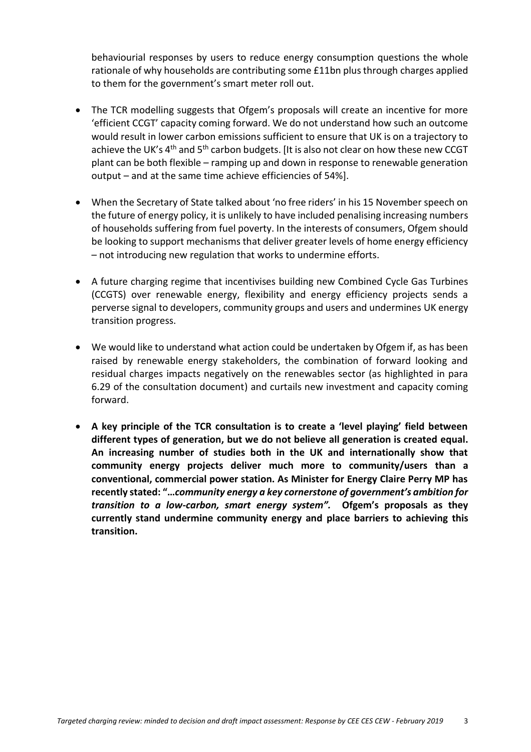behaviourial responses by users to reduce energy consumption questions the whole rationale of why households are contributing some £11bn plus through charges applied to them for the government's smart meter roll out.

- The TCR modelling suggests that Ofgem's proposals will create an incentive for more 'efficient CCGT' capacity coming forward. We do not understand how such an outcome would result in lower carbon emissions sufficient to ensure that UK is on a trajectory to achieve the UK's 4th and 5th carbon budgets. [It is also not clear on how these new CCGT plant can be both flexible – ramping up and down in response to renewable generation output – and at the same time achieve efficiencies of 54%].

- When the Secretary of State talked about 'no free riders' in his 15 November speech on the future of energy policy, it is unlikely to have included penalising increasing numbers of households suffering from fuel poverty. In the interests of consumers, Ofgem should be looking to support mechanisms that deliver greater levels of home energy efficiency – not introducing new regulation that works to undermine efforts.

- A future charging regime that incentivises building new Combined Cycle Gas Turbines (CCGTS) over renewable energy, flexibility and energy efficiency projects sends a perverse signal to developers, community groups and users and undermines UK energy transition progress.

- We would like to understand what action could be undertaken by Ofgem if, as has been raised by renewable energy stakeholders, the combination of forward looking and residual charges impacts negatively on the renewables sector (as highlighted in para 6.29 of the consultation document) and curtails new investment and capacity coming forward.

- **A key principle of the TCR consultation is to create a 'level playing' field between different types of generation, but we do not believe all generation is created equal. An increasing number of studies both in the UK and internationally show that community energy projects deliver much more to community/users than a conventional, commercial power station. As Minister for Energy Claire Perry MP has recently stated: "*…community energy a key cornerstone of government's ambition for transition to a low-carbon, smart energy system"*. Ofgem's proposals as they currently stand undermine community energy and place barriers to achieving this transition.**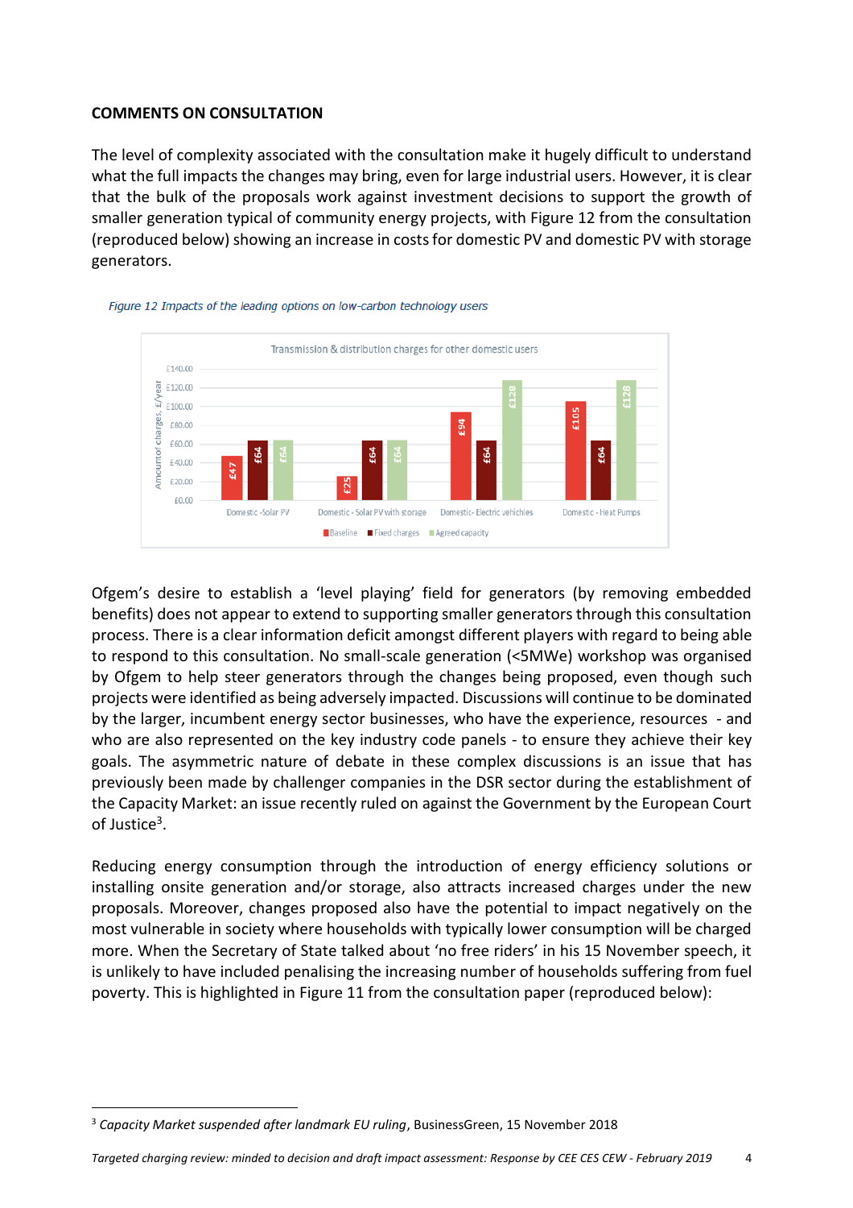**COMMENTS ON CONSULTATION**

The level of complexity associated with the consultation make it hugely difficult to understand what the full impacts the changes may bring, even for large industrial users. However, it is clear that the bulk of the proposals work against investment decisions to support the growth of smaller generation typical of community energy projects, with Figure 12 from the consultation (reproduced below) showing an increase in costs for domestic PV and domestic PV with storage generators.

*Figure 12 Impacts of the leading options on low-carbon technology users*

Transmission & distribution charges for other domestic users

| | Baseline | Fixed charges | Agreed capacity |
|---|---|---|---|
| Domestic - Solar PV | £47 | £64 | £64 |
| Domestic - Solar PV with storage | £25 | £64 | £64 |
| Domestic - Electric vehicles | £94 | £64 | £128 |
| Domestic - Heat Pumps | £105 | £64 | £128 |

Ofgem's desire to establish a 'level playing' field for generators (by removing embedded benefits) does not appear to extend to supporting smaller generators through this consultation process. There is a clear information deficit amongst different players with regard to being able to respond to this consultation. No small-scale generation (<5MWe) workshop was organised by Ofgem to help steer generators through the changes being proposed, even though such projects were identified as being adversely impacted. Discussions will continue to be dominated by the larger, incumbent energy sector businesses, who have the experience, resources - and who are also represented on the key industry code panels - to ensure they achieve their key goals. The asymmetric nature of debate in these complex discussions is an issue that has previously been made by challenger companies in the DSR sector during the establishment of the Capacity Market: an issue recently ruled on against the Government by the European Court of Justice[3].

Reducing energy consumption through the introduction of energy efficiency solutions or installing onsite generation and/or storage, also attracts increased charges under the new proposals. Moreover, changes proposed also have the potential to impact negatively on the most vulnerable in society where households with typically lower consumption will be charged more. When the Secretary of State talked about 'no free riders' in his 15 November speech, it is unlikely to have included penalising the increasing number of households suffering from fuel poverty. This is highlighted in Figure 11 from the consultation paper (reproduced below):

---

[3] *Capacity Market suspended after landmark EU ruling*, BusinessGreen, 15 November 2018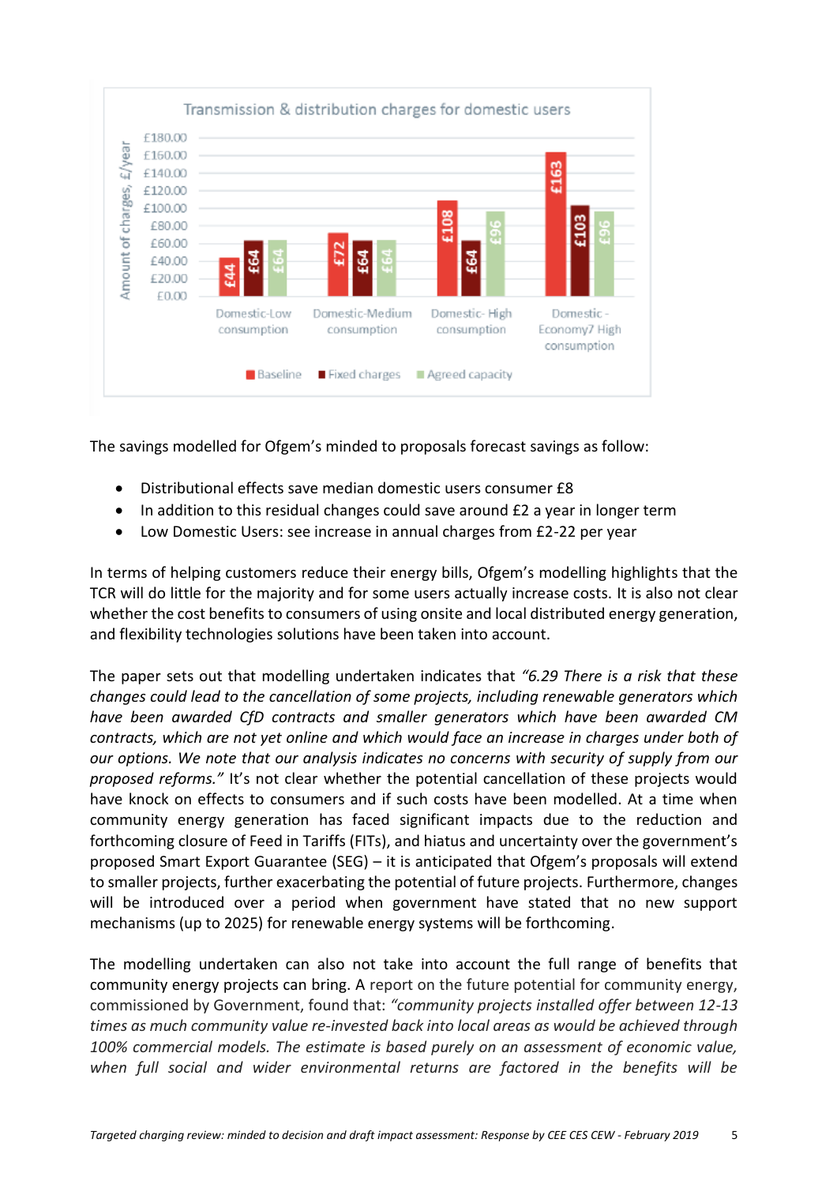**Transmission & distribution charges for domestic users**

| Amount of charges, £/year | Baseline | Fixed charges | Agreed capacity |
|---|---|---|---|
| Domestic-Low consumption | £44 | £64 | £64 |
| Domestic-Medium consumption | £72 | £64 | £64 |
| Domestic- High consumption | £108 | £64 | £96 |
| Domestic - Economy7 High consumption | £163 | £103 | £96 |

The savings modelled for Ofgem's minded to proposals forecast savings as follow:

- Distributional effects save median domestic users consumer £8
- In addition to this residual changes could save around £2 a year in longer term
- Low Domestic Users: see increase in annual charges from £2-22 per year

In terms of helping customers reduce their energy bills, Ofgem's modelling highlights that the TCR will do little for the majority and for some users actually increase costs. It is also not clear whether the cost benefits to consumers of using onsite and local distributed energy generation, and flexibility technologies solutions have been taken into account.

The paper sets out that modelling undertaken indicates that *"6.29 There is a risk that these changes could lead to the cancellation of some projects, including renewable generators which have been awarded CfD contracts and smaller generators which have been awarded CM contracts, which are not yet online and which would face an increase in charges under both of our options. We note that our analysis indicates no concerns with security of supply from our proposed reforms."* It's not clear whether the potential cancellation of these projects would have knock on effects to consumers and if such costs have been modelled. At a time when community energy generation has faced significant impacts due to the reduction and forthcoming closure of Feed in Tariffs (FITs), and hiatus and uncertainty over the government's proposed Smart Export Guarantee (SEG) – it is anticipated that Ofgem's proposals will extend to smaller projects, further exacerbating the potential of future projects. Furthermore, changes will be introduced over a period when government have stated that no new support mechanisms (up to 2025) for renewable energy systems will be forthcoming.

The modelling undertaken can also not take into account the full range of benefits that community energy projects can bring. A report on the future potential for community energy, commissioned by Government, found that: *"community projects installed offer between 12-13 times as much community value re-invested back into local areas as would be achieved through 100% commercial models. The estimate is based purely on an assessment of economic value, when full social and wider environmental returns are factored in the benefits will be*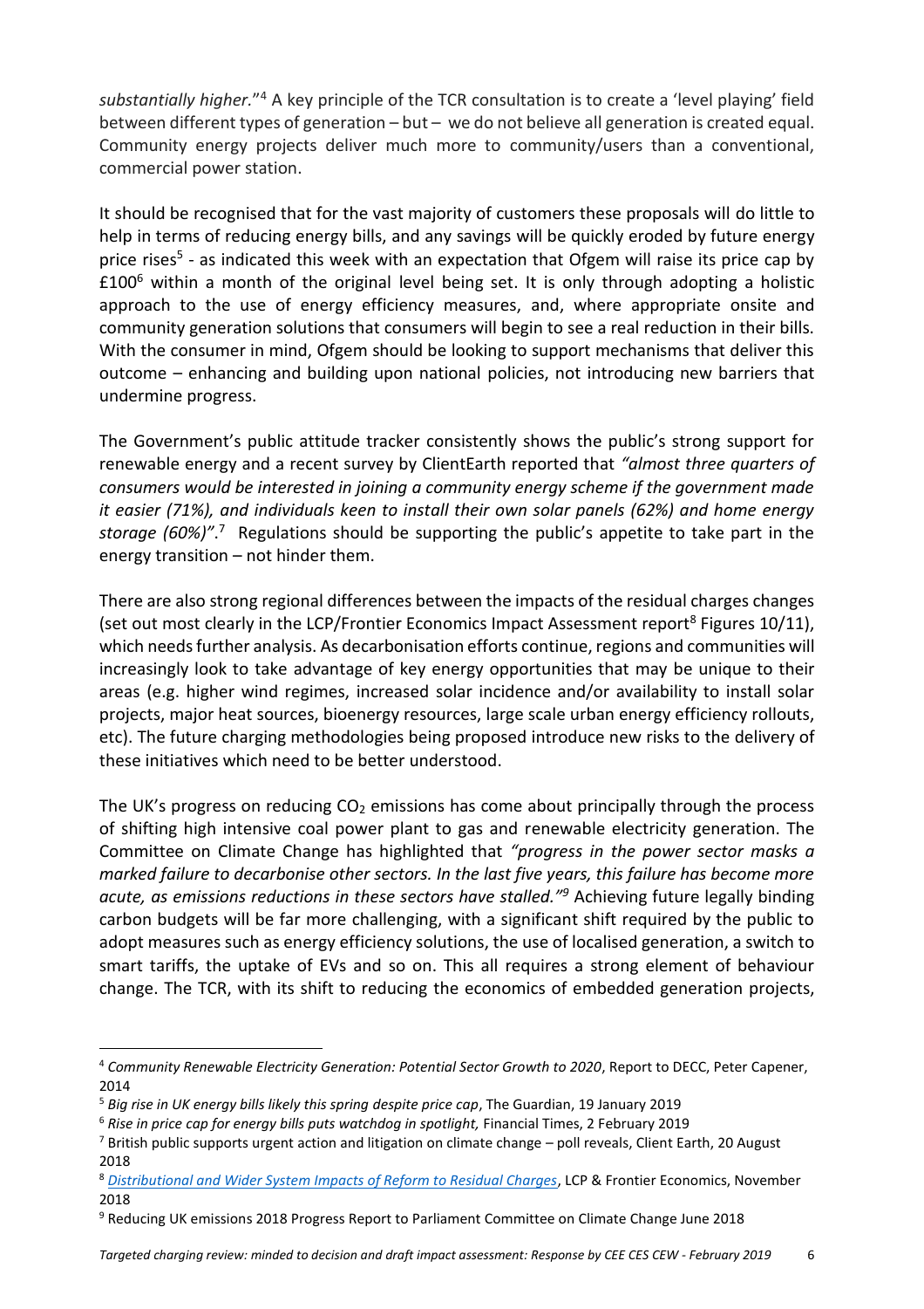*substantially higher.*"[4] A key principle of the TCR consultation is to create a 'level playing' field between different types of generation – but – we do not believe all generation is created equal. Community energy projects deliver much more to community/users than a conventional, commercial power station.

It should be recognised that for the vast majority of customers these proposals will do little to help in terms of reducing energy bills, and any savings will be quickly eroded by future energy price rises[5] - as indicated this week with an expectation that Ofgem will raise its price cap by £100[6] within a month of the original level being set. It is only through adopting a holistic approach to the use of energy efficiency measures, and, where appropriate onsite and community generation solutions that consumers will begin to see a real reduction in their bills. With the consumer in mind, Ofgem should be looking to support mechanisms that deliver this outcome – enhancing and building upon national policies, not introducing new barriers that undermine progress.

The Government's public attitude tracker consistently shows the public's strong support for renewable energy and a recent survey by ClientEarth reported that *"almost three quarters of consumers would be interested in joining a community energy scheme if the government made it easier (71%), and individuals keen to install their own solar panels (62%) and home energy storage (60%)"*.[7] Regulations should be supporting the public's appetite to take part in the energy transition – not hinder them.

There are also strong regional differences between the impacts of the residual charges changes (set out most clearly in the LCP/Frontier Economics Impact Assessment report[8] Figures 10/11), which needs further analysis. As decarbonisation efforts continue, regions and communities will increasingly look to take advantage of key energy opportunities that may be unique to their areas (e.g. higher wind regimes, increased solar incidence and/or availability to install solar projects, major heat sources, bioenergy resources, large scale urban energy efficiency rollouts, etc). The future charging methodologies being proposed introduce new risks to the delivery of these initiatives which need to be better understood.

The UK's progress on reducing $CO_2$ emissions has come about principally through the process of shifting high intensive coal power plant to gas and renewable electricity generation. The Committee on Climate Change has highlighted that *"progress in the power sector masks a marked failure to decarbonise other sectors. In the last five years, this failure has become more acute, as emissions reductions in these sectors have stalled."*[9] Achieving future legally binding carbon budgets will be far more challenging, with a significant shift required by the public to adopt measures such as energy efficiency solutions, the use of localised generation, a switch to smart tariffs, the uptake of EVs and so on. This all requires a strong element of behaviour change. The TCR, with its shift to reducing the economics of embedded generation projects,

---

[4] *Community Renewable Electricity Generation: Potential Sector Growth to 2020*, Report to DECC, Peter Capener, 2014

[5] *Big rise in UK energy bills likely this spring despite price cap*, The Guardian, 19 January 2019

[6] *Rise in price cap for energy bills puts watchdog in spotlight,* Financial Times, 2 February 2019

[7] British public supports urgent action and litigation on climate change – poll reveals, Client Earth, 20 August 2018

[8] *Distributional and Wider System Impacts of Reform to Residual Charges*, LCP & Frontier Economics, November 2018

[9] Reducing UK emissions 2018 Progress Report to Parliament Committee on Climate Change June 2018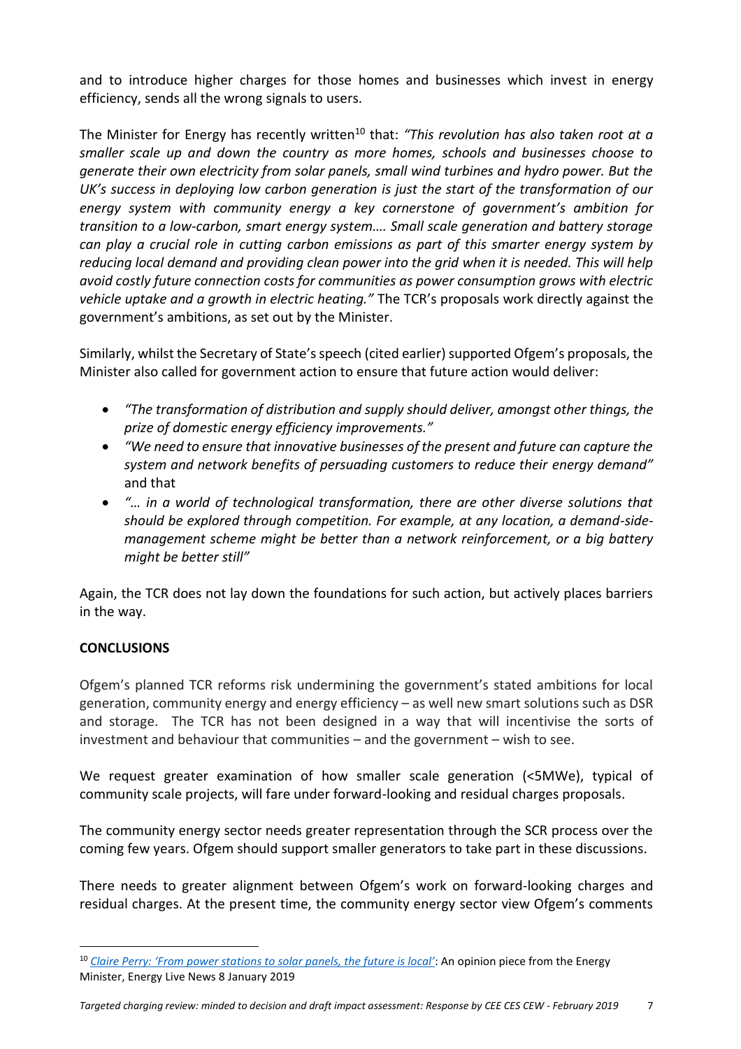and to introduce higher charges for those homes and businesses which invest in energy efficiency, sends all the wrong signals to users.

The Minister for Energy has recently written[10] that: *"This revolution has also taken root at a smaller scale up and down the country as more homes, schools and businesses choose to generate their own electricity from solar panels, small wind turbines and hydro power. But the UK's success in deploying low carbon generation is just the start of the transformation of our energy system with community energy a key cornerstone of government's ambition for transition to a low-carbon, smart energy system…. Small scale generation and battery storage can play a crucial role in cutting carbon emissions as part of this smarter energy system by reducing local demand and providing clean power into the grid when it is needed. This will help avoid costly future connection costs for communities as power consumption grows with electric vehicle uptake and a growth in electric heating."* The TCR's proposals work directly against the government's ambitions, as set out by the Minister.

Similarly, whilst the Secretary of State's speech (cited earlier) supported Ofgem's proposals, the Minister also called for government action to ensure that future action would deliver:

- *"The transformation of distribution and supply should deliver, amongst other things, the prize of domestic energy efficiency improvements."*
- *"We need to ensure that innovative businesses of the present and future can capture the system and network benefits of persuading customers to reduce their energy demand"* and that
- *"… in a world of technological transformation, there are other diverse solutions that should be explored through competition. For example, at any location, a demand-side-management scheme might be better than a network reinforcement, or a big battery might be better still"*

Again, the TCR does not lay down the foundations for such action, but actively places barriers in the way.

**CONCLUSIONS**

Ofgem's planned TCR reforms risk undermining the government's stated ambitions for local generation, community energy and energy efficiency – as well new smart solutions such as DSR and storage. The TCR has not been designed in a way that will incentivise the sorts of investment and behaviour that communities – and the government – wish to see.

We request greater examination of how smaller scale generation (<5MWe), typical of community scale projects, will fare under forward-looking and residual charges proposals.

The community energy sector needs greater representation through the SCR process over the coming few years. Ofgem should support smaller generators to take part in these discussions.

There needs to greater alignment between Ofgem's work on forward-looking charges and residual charges. At the present time, the community energy sector view Ofgem's comments

[10] *Claire Perry: 'From power stations to solar panels, the future is local'*: An opinion piece from the Energy Minister, Energy Live News 8 January 2019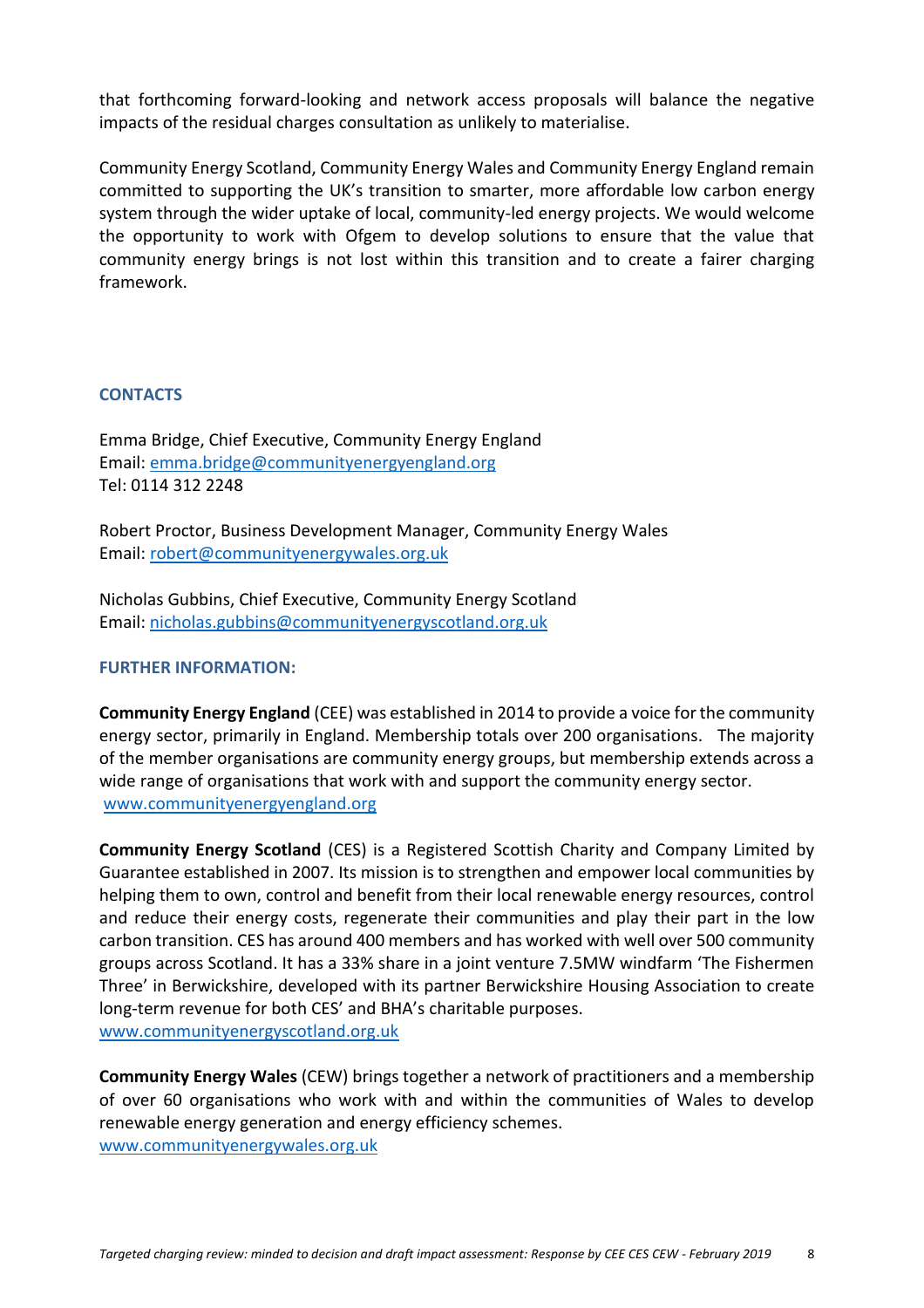that forthcoming forward-looking and network access proposals will balance the negative impacts of the residual charges consultation as unlikely to materialise.

Community Energy Scotland, Community Energy Wales and Community Energy England remain committed to supporting the UK's transition to smarter, more affordable low carbon energy system through the wider uptake of local, community-led energy projects. We would welcome the opportunity to work with Ofgem to develop solutions to ensure that the value that community energy brings is not lost within this transition and to create a fairer charging framework.

## CONTACTS

Emma Bridge, Chief Executive, Community Energy England
Email: emma.bridge@communityenergyengland.org
Tel: 0114 312 2248

Robert Proctor, Business Development Manager, Community Energy Wales
Email: robert@communityenergywales.org.uk

Nicholas Gubbins, Chief Executive, Community Energy Scotland
Email: nicholas.gubbins@communityenergyscotland.org.uk

## FURTHER INFORMATION:

**Community Energy England** (CEE) was established in 2014 to provide a voice for the community energy sector, primarily in England. Membership totals over 200 organisations. The majority of the member organisations are community energy groups, but membership extends across a wide range of organisations that work with and support the community energy sector.
www.communityenergyengland.org

**Community Energy Scotland** (CES) is a Registered Scottish Charity and Company Limited by Guarantee established in 2007. Its mission is to strengthen and empower local communities by helping them to own, control and benefit from their local renewable energy resources, control and reduce their energy costs, regenerate their communities and play their part in the low carbon transition. CES has around 400 members and has worked with well over 500 community groups across Scotland. It has a 33% share in a joint venture 7.5MW windfarm 'The Fishermen Three' in Berwickshire, developed with its partner Berwickshire Housing Association to create long-term revenue for both CES' and BHA's charitable purposes.
www.communityenergyscotland.org.uk

**Community Energy Wales** (CEW) brings together a network of practitioners and a membership of over 60 organisations who work with and within the communities of Wales to develop renewable energy generation and energy efficiency schemes.
www.communityenergywales.org.uk